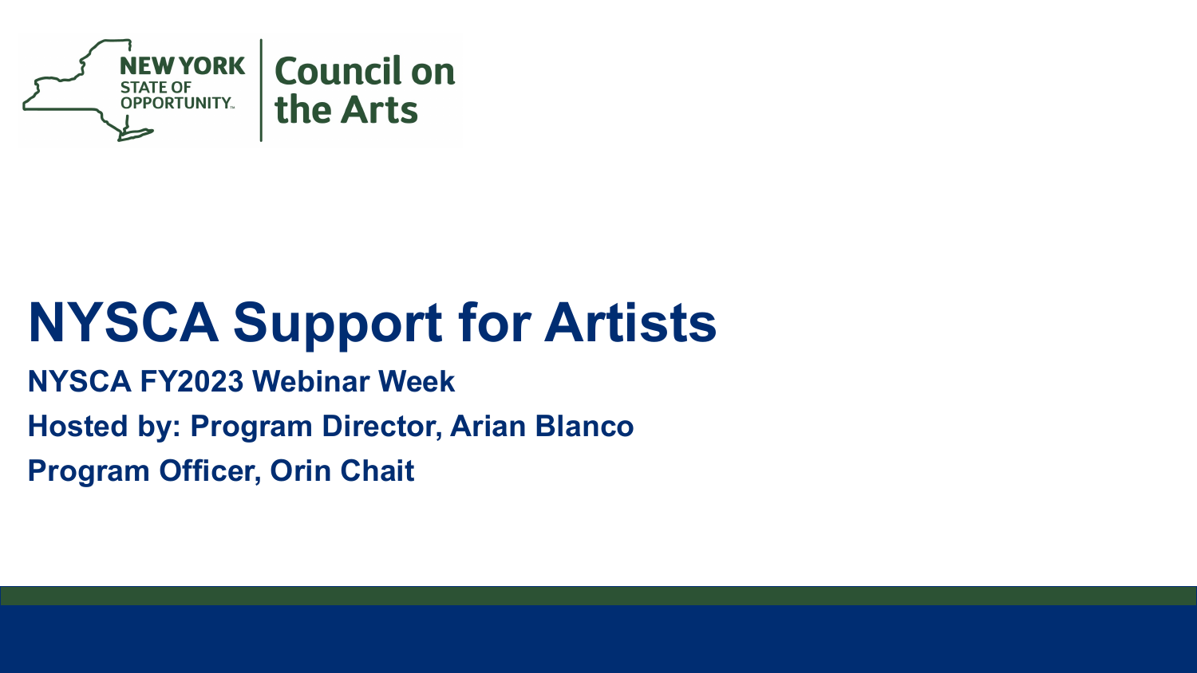NEW YORK STATE OF OPPORTUNITY. | Council on the Arts

# NYSCA Support for Artists

**NYSCA FY2023 Webinar Week**

**Hosted by: Program Director, Arian Blanco**

**Program Officer, Orin Chait**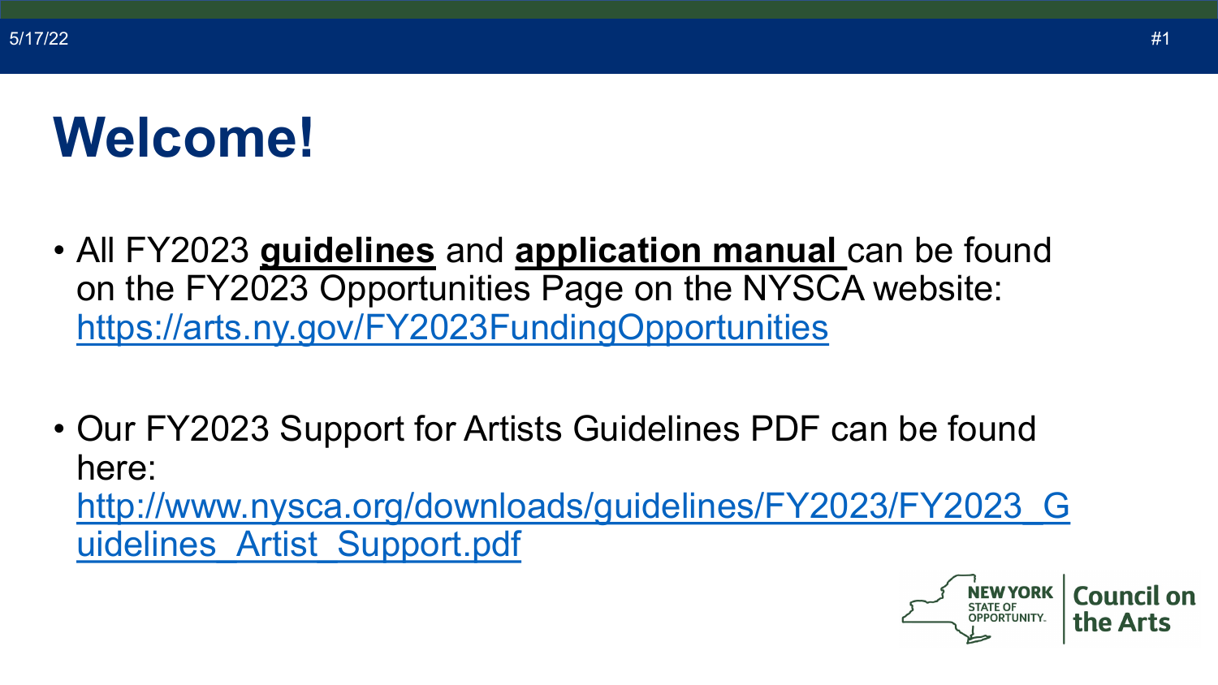# Welcome!

- All FY2023 **guidelines** and **application manual** can be found on the FY2023 Opportunities Page on the NYSCA website: https://arts.ny.gov/FY2023FundingOpportunities

- Our FY2023 Support for Artists Guidelines PDF can be found here: http://www.nysca.org/downloads/guidelines/FY2023/FY2023_Guidelines_Artist_Support.pdf

NEW YORK STATE OF OPPORTUNITY. | Council on the Arts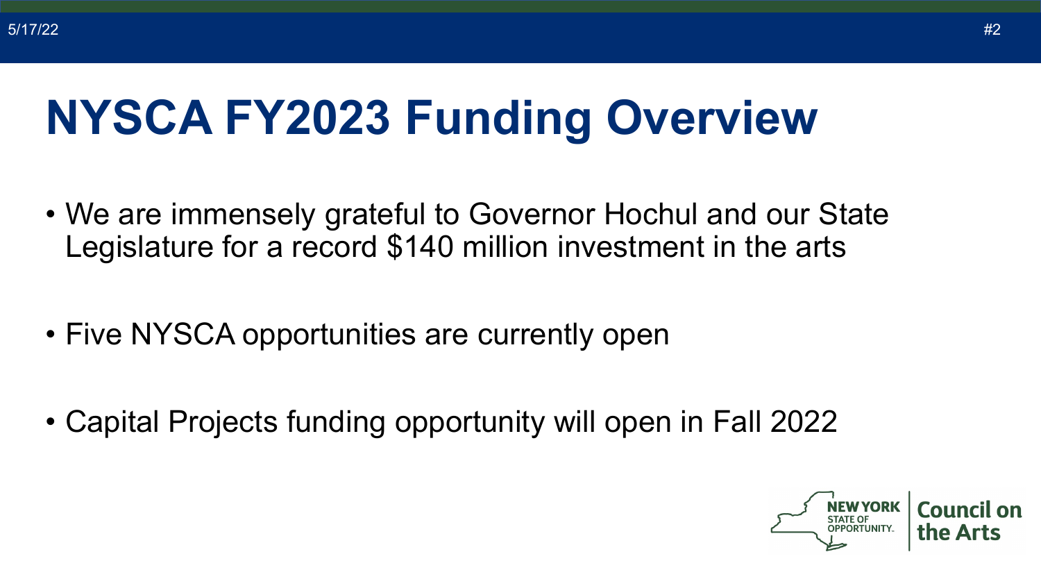# NYSCA FY2023 Funding Overview

- We are immensely grateful to Governor Hochul and our State Legislature for a record $140 million investment in the arts
- Five NYSCA opportunities are currently open
- Capital Projects funding opportunity will open in Fall 2022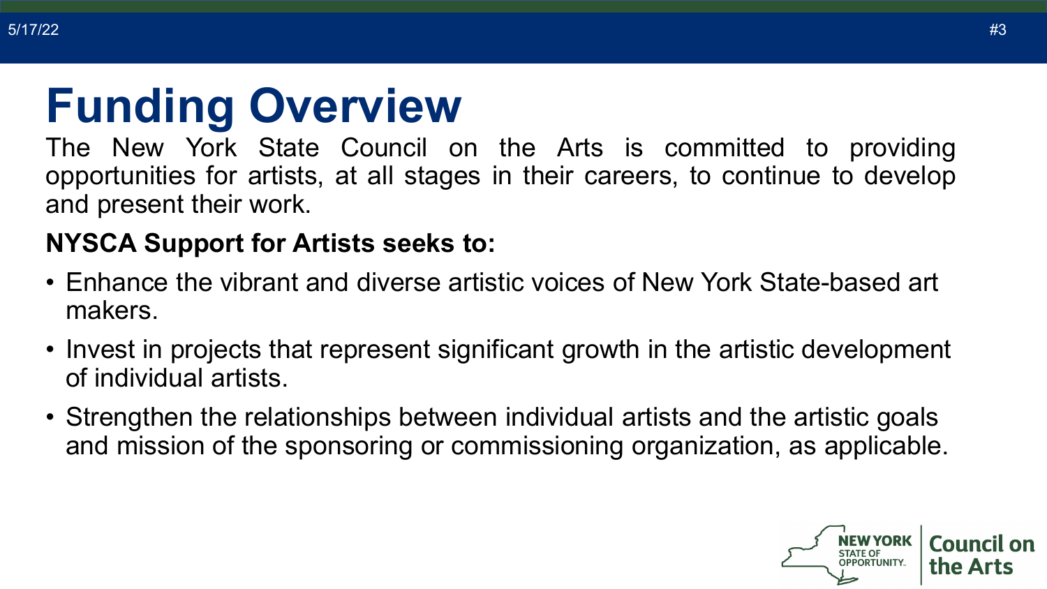# Funding Overview

The New York State Council on the Arts is committed to providing opportunities for artists, at all stages in their careers, to continue to develop and present their work.

**NYSCA Support for Artists seeks to:**

- Enhance the vibrant and diverse artistic voices of New York State-based art makers.
- Invest in projects that represent significant growth in the artistic development of individual artists.
- Strengthen the relationships between individual artists and the artistic goals and mission of the sponsoring or commissioning organization, as applicable.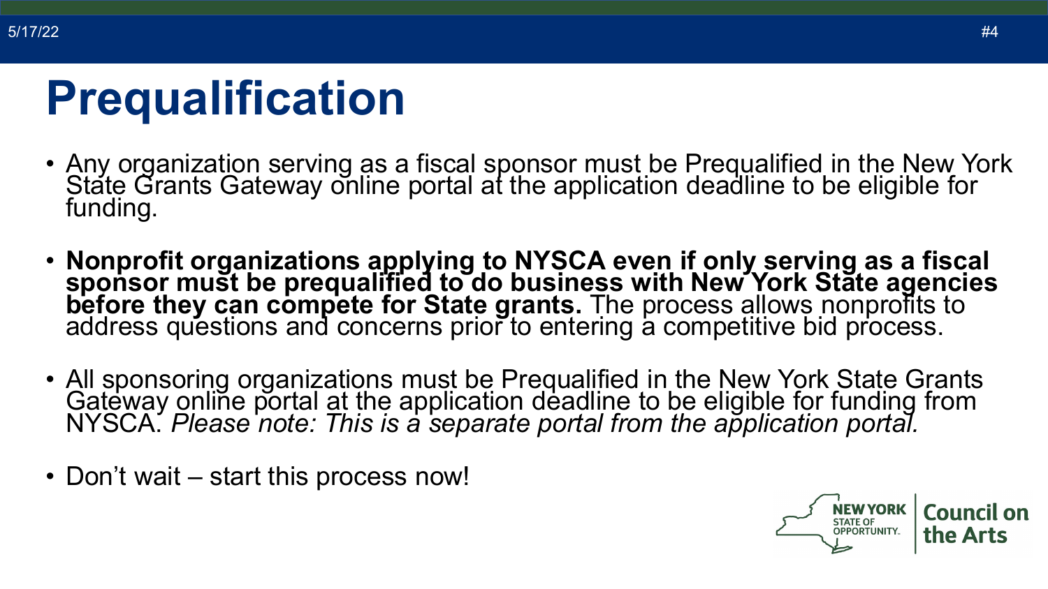# Prequalification

- Any organization serving as a fiscal sponsor must be Prequalified in the New York State Grants Gateway online portal at the application deadline to be eligible for funding.
- **Nonprofit organizations applying to NYSCA even if only serving as a fiscal sponsor must be prequalified to do business with New York State agencies before they can compete for State grants.** The process allows nonprofits to address questions and concerns prior to entering a competitive bid process.
- All sponsoring organizations must be Prequalified in the New York State Grants Gateway online portal at the application deadline to be eligible for funding from NYSCA. *Please note: This is a separate portal from the application portal.*
- Don't wait – start this process now!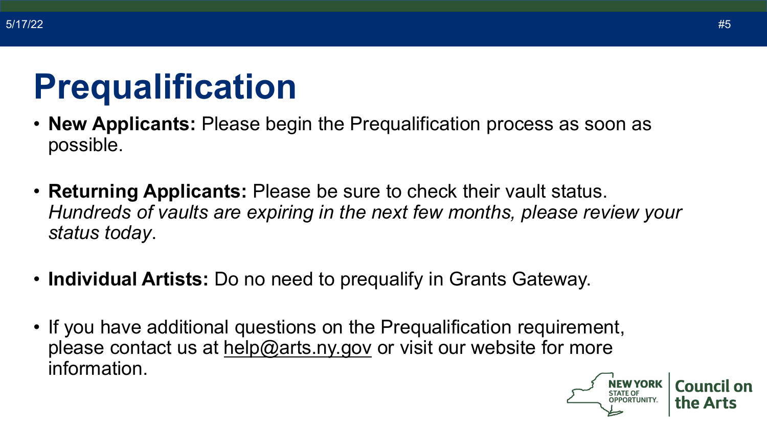# Prequalification

- **New Applicants:** Please begin the Prequalification process as soon as possible.
- **Returning Applicants:** Please be sure to check their vault status. *Hundreds of vaults are expiring in the next few months, please review your status today*.
- **Individual Artists:** Do no need to prequalify in Grants Gateway.
- If you have additional questions on the Prequalification requirement, please contact us at help@arts.ny.gov or visit our website for more information.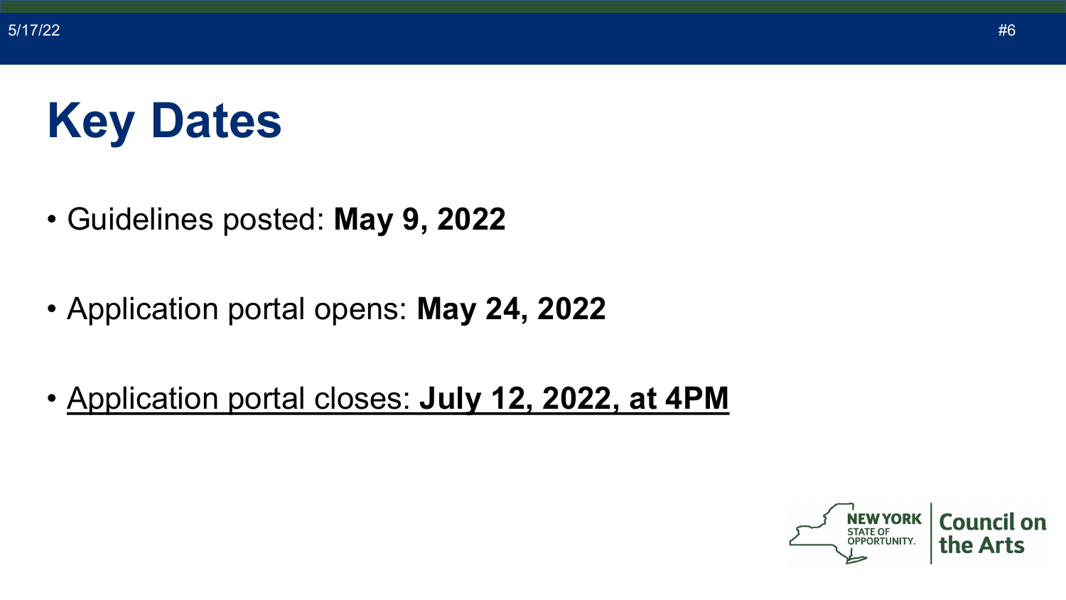# Key Dates

- Guidelines posted: **May 9, 2022**
- Application portal opens: **May 24, 2022**
- <u>Application portal closes: **July 12, 2022, at 4PM**</u>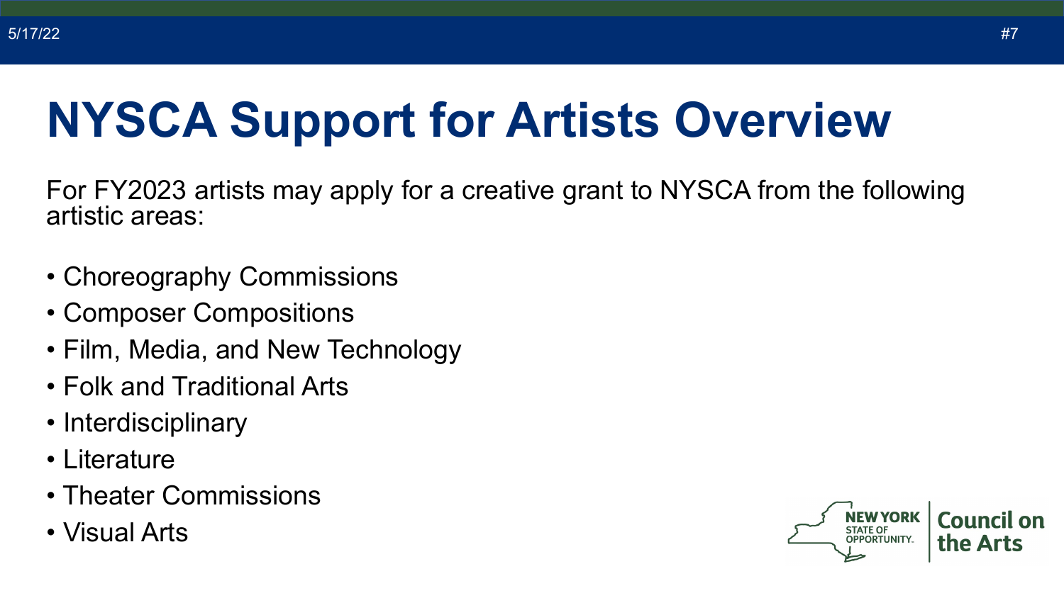# NYSCA Support for Artists Overview

For FY2023 artists may apply for a creative grant to NYSCA from the following artistic areas:

- Choreography Commissions
- Composer Compositions
- Film, Media, and New Technology
- Folk and Traditional Arts
- Interdisciplinary
- Literature
- Theater Commissions
- Visual Arts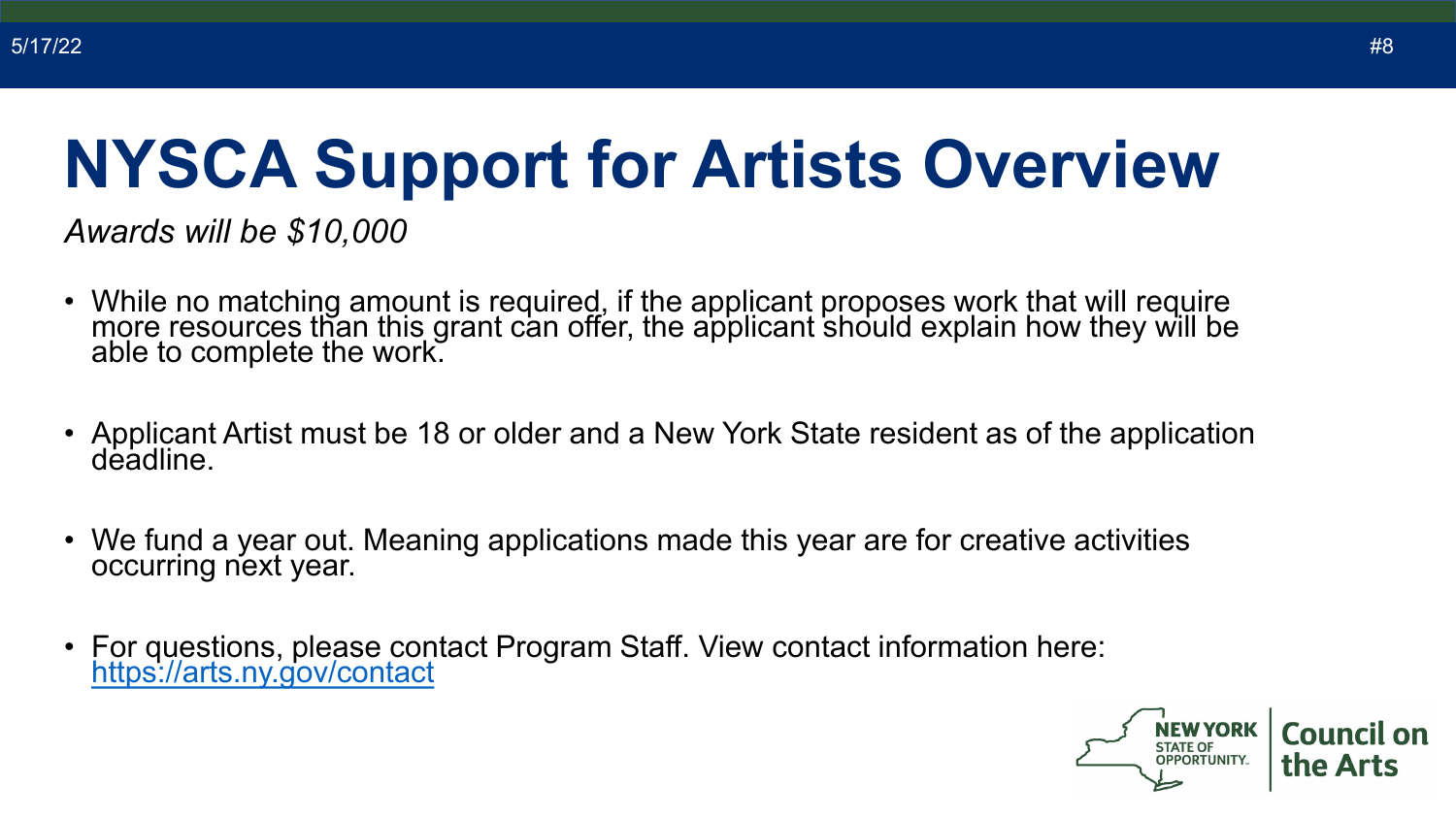# NYSCA Support for Artists Overview

*Awards will be $10,000*

- While no matching amount is required, if the applicant proposes work that will require more resources than this grant can offer, the applicant should explain how they will be able to complete the work.
- Applicant Artist must be 18 or older and a New York State resident as of the application deadline.
- We fund a year out. Meaning applications made this year are for creative activities occurring next year.
- For questions, please contact Program Staff. View contact information here: [https://arts.ny.gov/contact](https://arts.ny.gov/contact)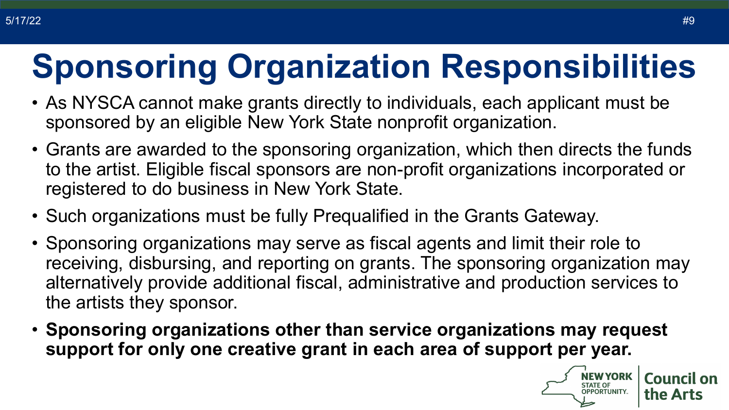# Sponsoring Organization Responsibilities

- As NYSCA cannot make grants directly to individuals, each applicant must be sponsored by an eligible New York State nonprofit organization.
- Grants are awarded to the sponsoring organization, which then directs the funds to the artist. Eligible fiscal sponsors are non-profit organizations incorporated or registered to do business in New York State.
- Such organizations must be fully Prequalified in the Grants Gateway.
- Sponsoring organizations may serve as fiscal agents and limit their role to receiving, disbursing, and reporting on grants. The sponsoring organization may alternatively provide additional fiscal, administrative and production services to the artists they sponsor.
- **Sponsoring organizations other than service organizations may request support for only one creative grant in each area of support per year.**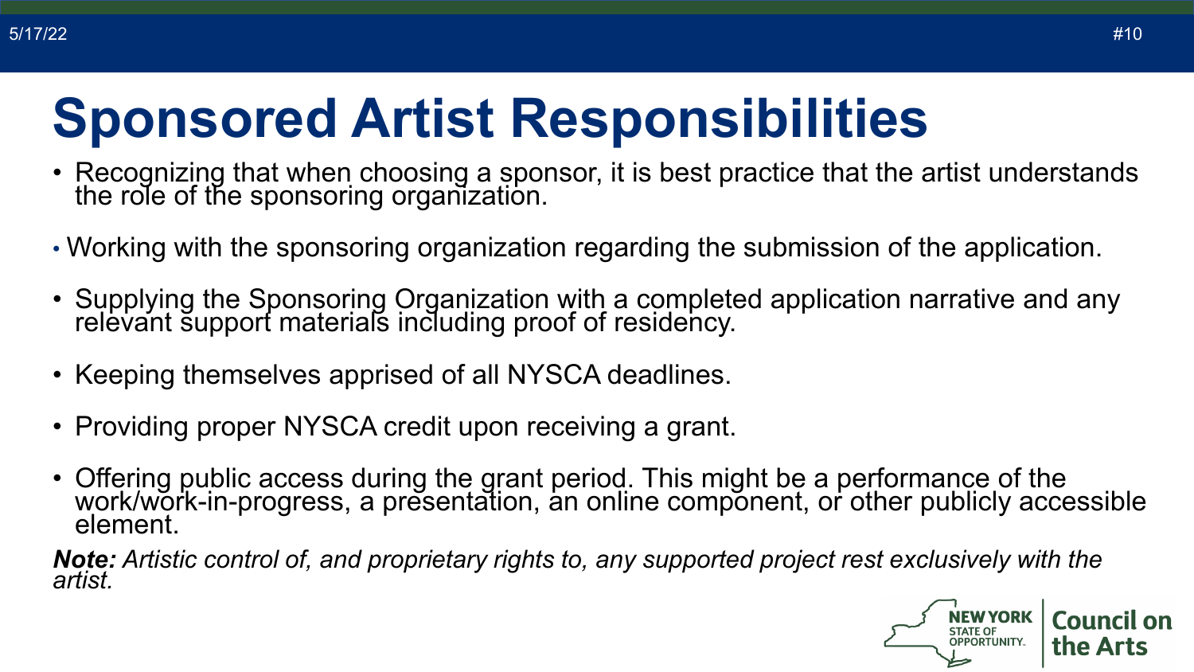# Sponsored Artist Responsibilities

- Recognizing that when choosing a sponsor, it is best practice that the artist understands the role of the sponsoring organization.
- Working with the sponsoring organization regarding the submission of the application.
- Supplying the Sponsoring Organization with a completed application narrative and any relevant support materials including proof of residency.
- Keeping themselves apprised of all NYSCA deadlines.
- Providing proper NYSCA credit upon receiving a grant.
- Offering public access during the grant period. This might be a performance of the work/work-in-progress, a presentation, an online component, or other publicly accessible element.

***Note:*** *Artistic control of, and proprietary rights to, any supported project rest exclusively with the artist.*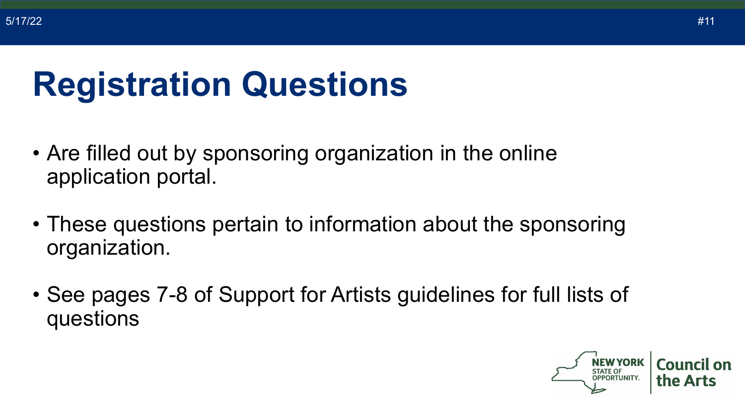# Registration Questions

- Are filled out by sponsoring organization in the online application portal.
- These questions pertain to information about the sponsoring organization.
- See pages 7-8 of Support for Artists guidelines for full lists of questions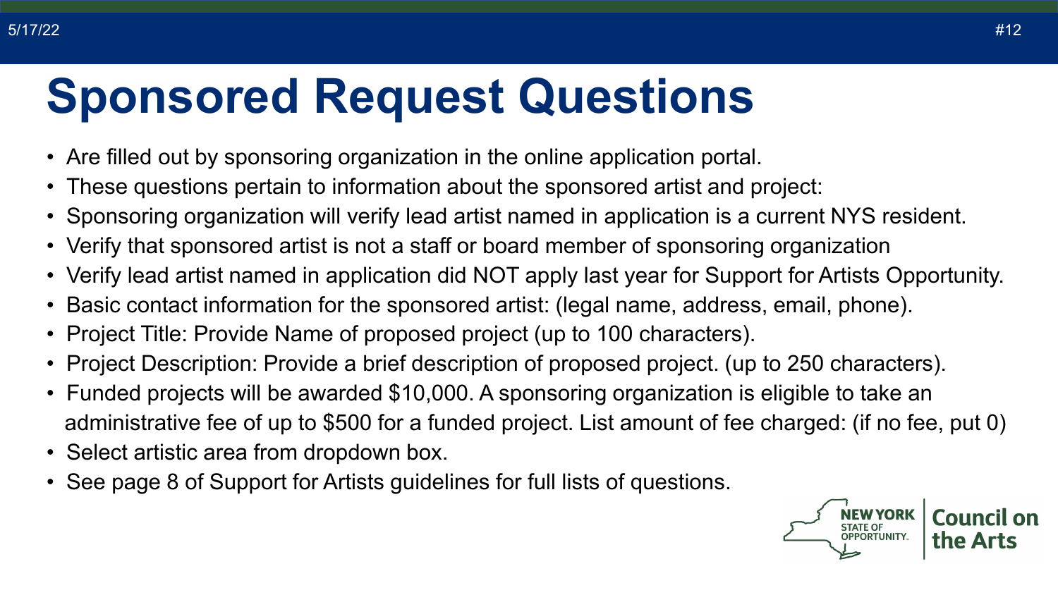# Sponsored Request Questions

- Are filled out by sponsoring organization in the online application portal.
- These questions pertain to information about the sponsored artist and project:
- Sponsoring organization will verify lead artist named in application is a current NYS resident.
- Verify that sponsored artist is not a staff or board member of sponsoring organization
- Verify lead artist named in application did NOT apply last year for Support for Artists Opportunity.
- Basic contact information for the sponsored artist: (legal name, address, email, phone).
- Project Title: Provide Name of proposed project (up to 100 characters).
- Project Description: Provide a brief description of proposed project. (up to 250 characters).
- Funded projects will be awarded $10,000. A sponsoring organization is eligible to take an administrative fee of up to $500 for a funded project. List amount of fee charged: (if no fee, put 0)
- Select artistic area from dropdown box.
- See page 8 of Support for Artists guidelines for full lists of questions.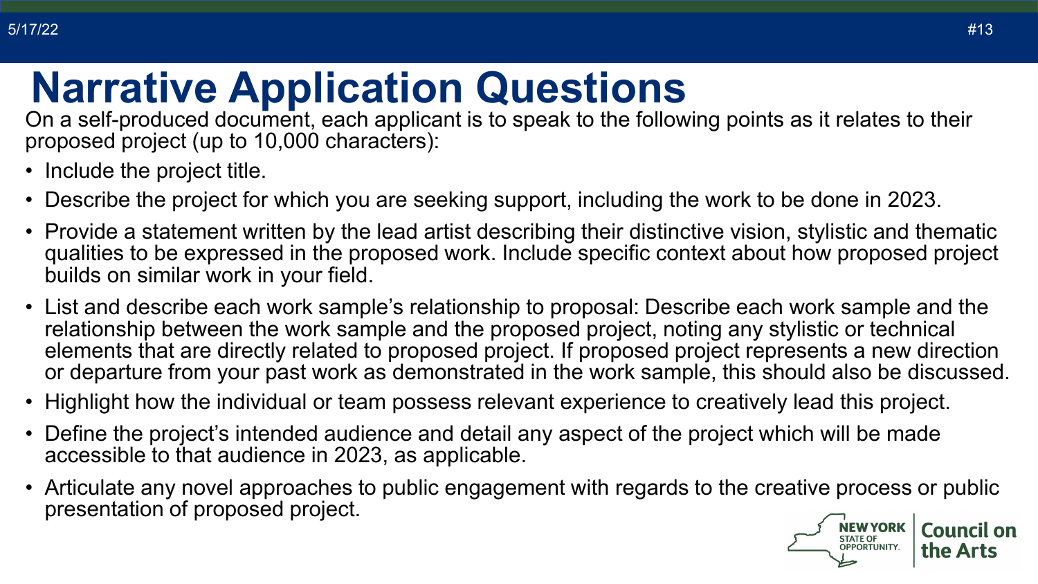# Narrative Application Questions

On a self-produced document, each applicant is to speak to the following points as it relates to their proposed project (up to 10,000 characters):

- Include the project title.
- Describe the project for which you are seeking support, including the work to be done in 2023.
- Provide a statement written by the lead artist describing their distinctive vision, stylistic and thematic qualities to be expressed in the proposed work. Include specific context about how proposed project builds on similar work in your field.
- List and describe each work sample's relationship to proposal: Describe each work sample and the relationship between the work sample and the proposed project, noting any stylistic or technical elements that are directly related to proposed project. If proposed project represents a new direction or departure from your past work as demonstrated in the work sample, this should also be discussed.
- Highlight how the individual or team possess relevant experience to creatively lead this project.
- Define the project's intended audience and detail any aspect of the project which will be made accessible to that audience in 2023, as applicable.
- Articulate any novel approaches to public engagement with regards to the creative process or public presentation of proposed project.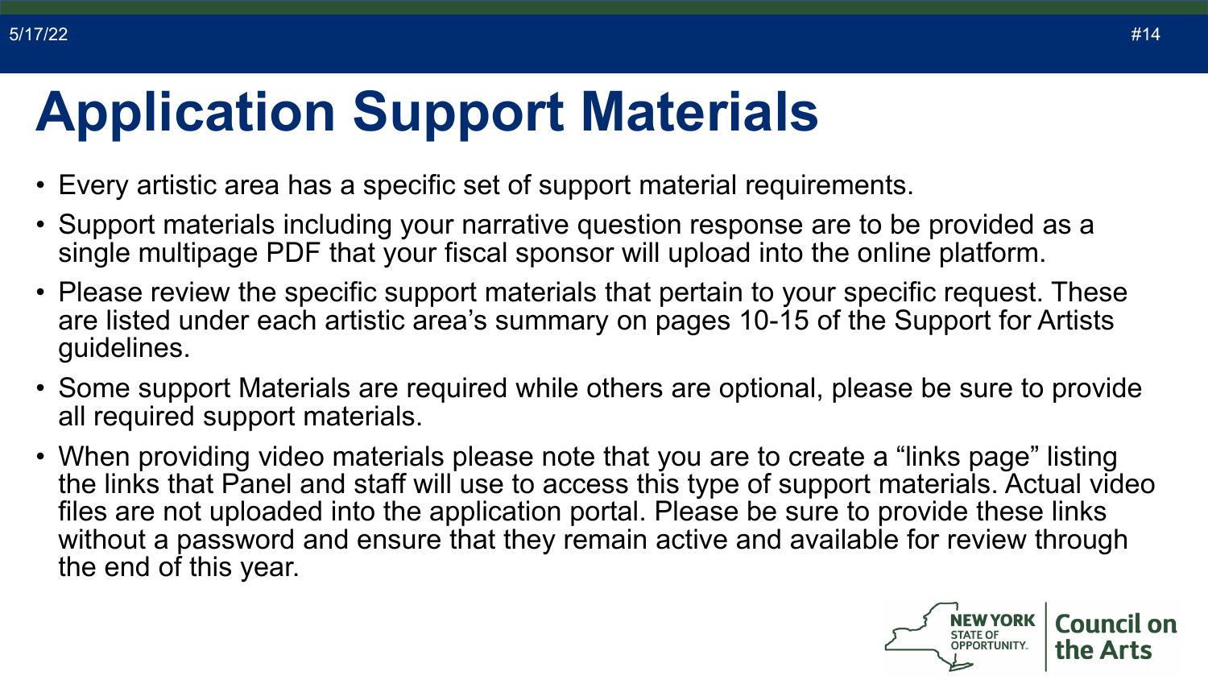# Application Support Materials

- Every artistic area has a specific set of support material requirements.
- Support materials including your narrative question response are to be provided as a single multipage PDF that your fiscal sponsor will upload into the online platform.
- Please review the specific support materials that pertain to your specific request. These are listed under each artistic area's summary on pages 10-15 of the Support for Artists guidelines.
- Some support Materials are required while others are optional, please be sure to provide all required support materials.
- When providing video materials please note that you are to create a "links page" listing the links that Panel and staff will use to access this type of support materials. Actual video files are not uploaded into the application portal. Please be sure to provide these links without a password and ensure that they remain active and available for review through the end of this year.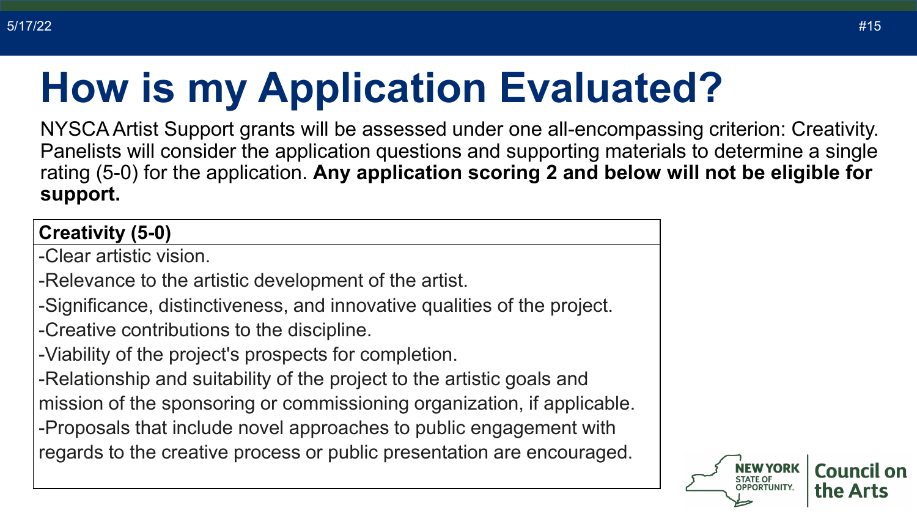# How is my Application Evaluated?

NYSCA Artist Support grants will be assessed under one all-encompassing criterion: Creativity. Panelists will consider the application questions and supporting materials to determine a single rating (5-0) for the application. **Any application scoring 2 and below will not be eligible for support.**

| **Creativity (5-0)** |
| --- |
| -Clear artistic vision.<br>-Relevance to the artistic development of the artist.<br>-Significance, distinctiveness, and innovative qualities of the project.<br>-Creative contributions to the discipline.<br>-Viability of the project's prospects for completion.<br>-Relationship and suitability of the project to the artistic goals and mission of the sponsoring or commissioning organization, if applicable.<br>-Proposals that include novel approaches to public engagement with regards to the creative process or public presentation are encouraged. |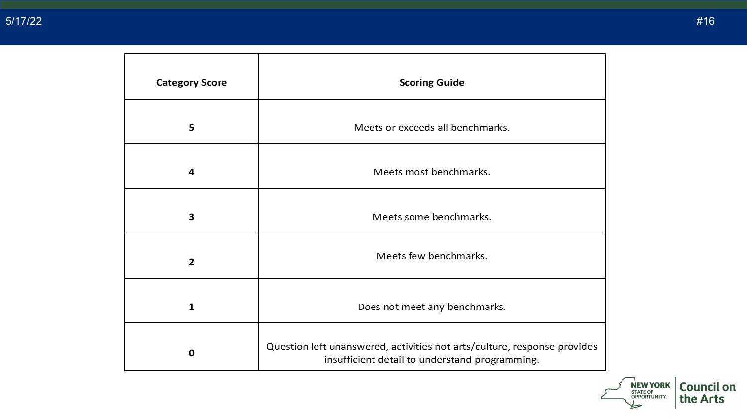| Category Score | Scoring Guide |
| --- | --- |
| 5 | Meets or exceeds all benchmarks. |
| 4 | Meets most benchmarks. |
| 3 | Meets some benchmarks. |
| 2 | Meets few benchmarks. |
| 1 | Does not meet any benchmarks. |
| 0 | Question left unanswered, activities not arts/culture, response provides insufficient detail to understand programming. |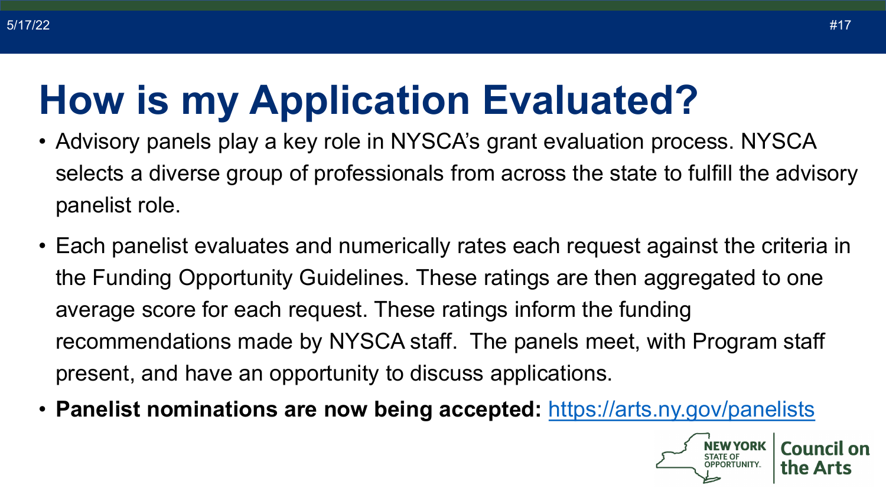# How is my Application Evaluated?

- Advisory panels play a key role in NYSCA's grant evaluation process. NYSCA selects a diverse group of professionals from across the state to fulfill the advisory panelist role.
- Each panelist evaluates and numerically rates each request against the criteria in the Funding Opportunity Guidelines. These ratings are then aggregated to one average score for each request. These ratings inform the funding recommendations made by NYSCA staff. The panels meet, with Program staff present, and have an opportunity to discuss applications.
- **Panelist nominations are now being accepted:** [https://arts.ny.gov/panelists](https://arts.ny.gov/panelists)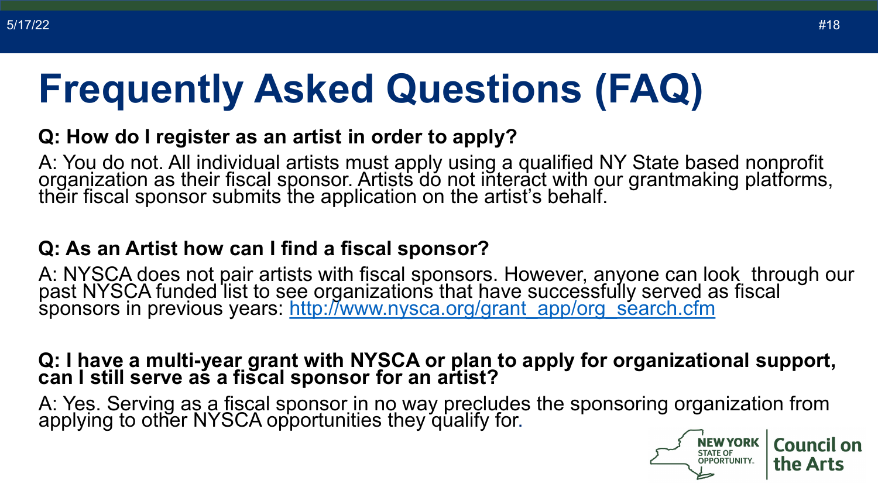# Frequently Asked Questions (FAQ)

**Q: How do I register as an artist in order to apply?**

A: You do not. All individual artists must apply using a qualified NY State based nonprofit organization as their fiscal sponsor. Artists do not interact with our grantmaking platforms, their fiscal sponsor submits the application on the artist's behalf.

**Q: As an Artist how can I find a fiscal sponsor?**

A: NYSCA does not pair artists with fiscal sponsors. However, anyone can look through our past NYSCA funded list to see organizations that have successfully served as fiscal sponsors in previous years: [http://www.nysca.org/grant_app/org_search.cfm](http://www.nysca.org/grant_app/org_search.cfm)

**Q: I have a multi-year grant with NYSCA or plan to apply for organizational support, can I still serve as a fiscal sponsor for an artist?**

A: Yes. Serving as a fiscal sponsor in no way precludes the sponsoring organization from applying to other NYSCA opportunities they qualify for.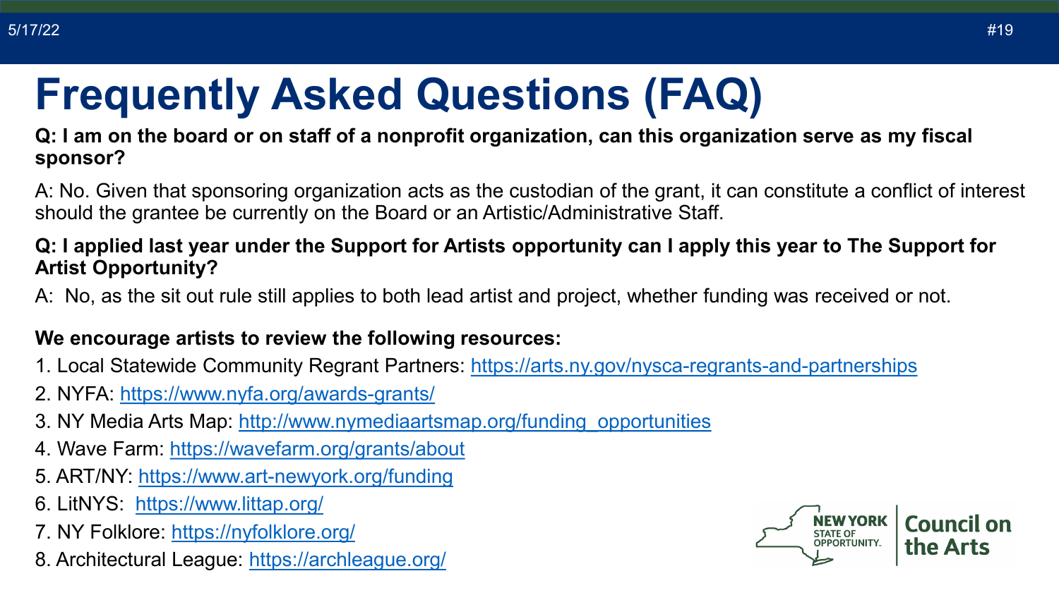# Frequently Asked Questions (FAQ)

**Q: I am on the board or on staff of a nonprofit organization, can this organization serve as my fiscal sponsor?**

A: No. Given that sponsoring organization acts as the custodian of the grant, it can constitute a conflict of interest should the grantee be currently on the Board or an Artistic/Administrative Staff.

**Q: I applied last year under the Support for Artists opportunity can I apply this year to The Support for Artist Opportunity?**

A: No, as the sit out rule still applies to both lead artist and project, whether funding was received or not.

**We encourage artists to review the following resources:**

1. Local Statewide Community Regrant Partners: https://arts.ny.gov/nysca-regrants-and-partnerships
2. NYFA: https://www.nyfa.org/awards-grants/
3. NY Media Arts Map: http://www.nymediaartsmap.org/funding_opportunities
4. Wave Farm: https://wavefarm.org/grants/about
5. ART/NY: https://www.art-newyork.org/funding
6. LitNYS: https://www.littap.org/
7. NY Folklore: https://nyfolklore.org/
8. Architectural League: https://archleague.org/

NEW YORK STATE OF OPPORTUNITY. | Council on the Arts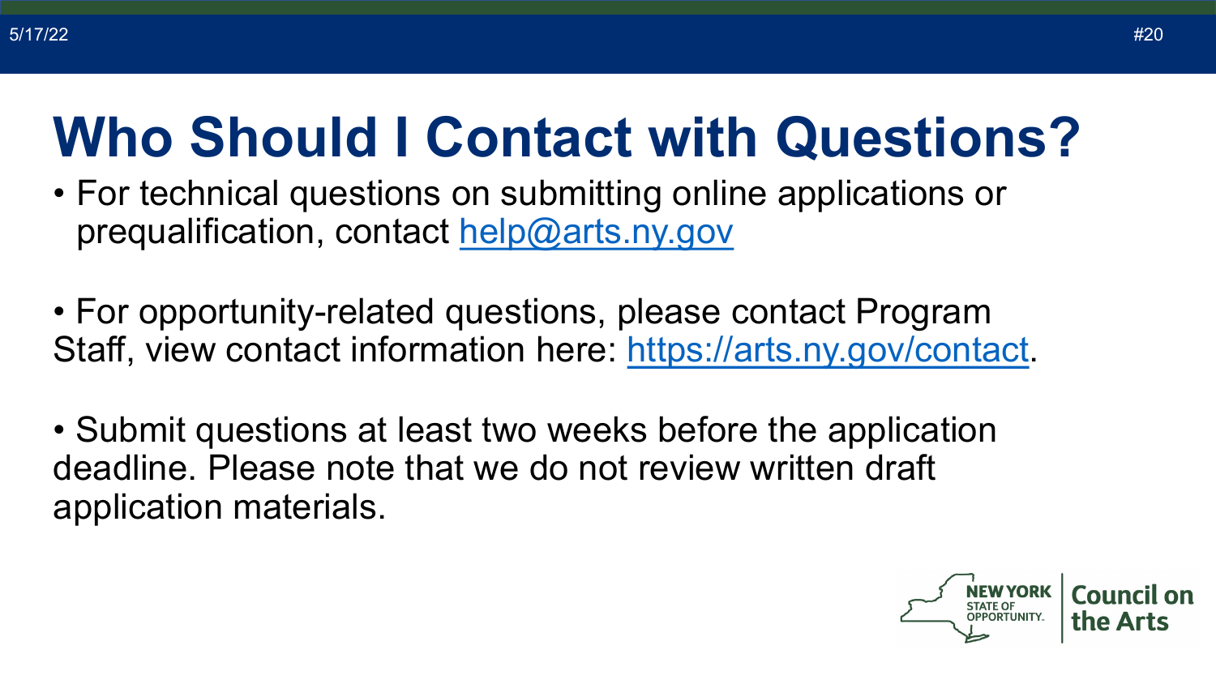# Who Should I Contact with Questions?

- For technical questions on submitting online applications or prequalification, contact help@arts.ny.gov

- For opportunity-related questions, please contact Program Staff, view contact information here: https://arts.ny.gov/contact.

- Submit questions at least two weeks before the application deadline. Please note that we do not review written draft application materials.

NEW YORK STATE OF OPPORTUNITY. | Council on the Arts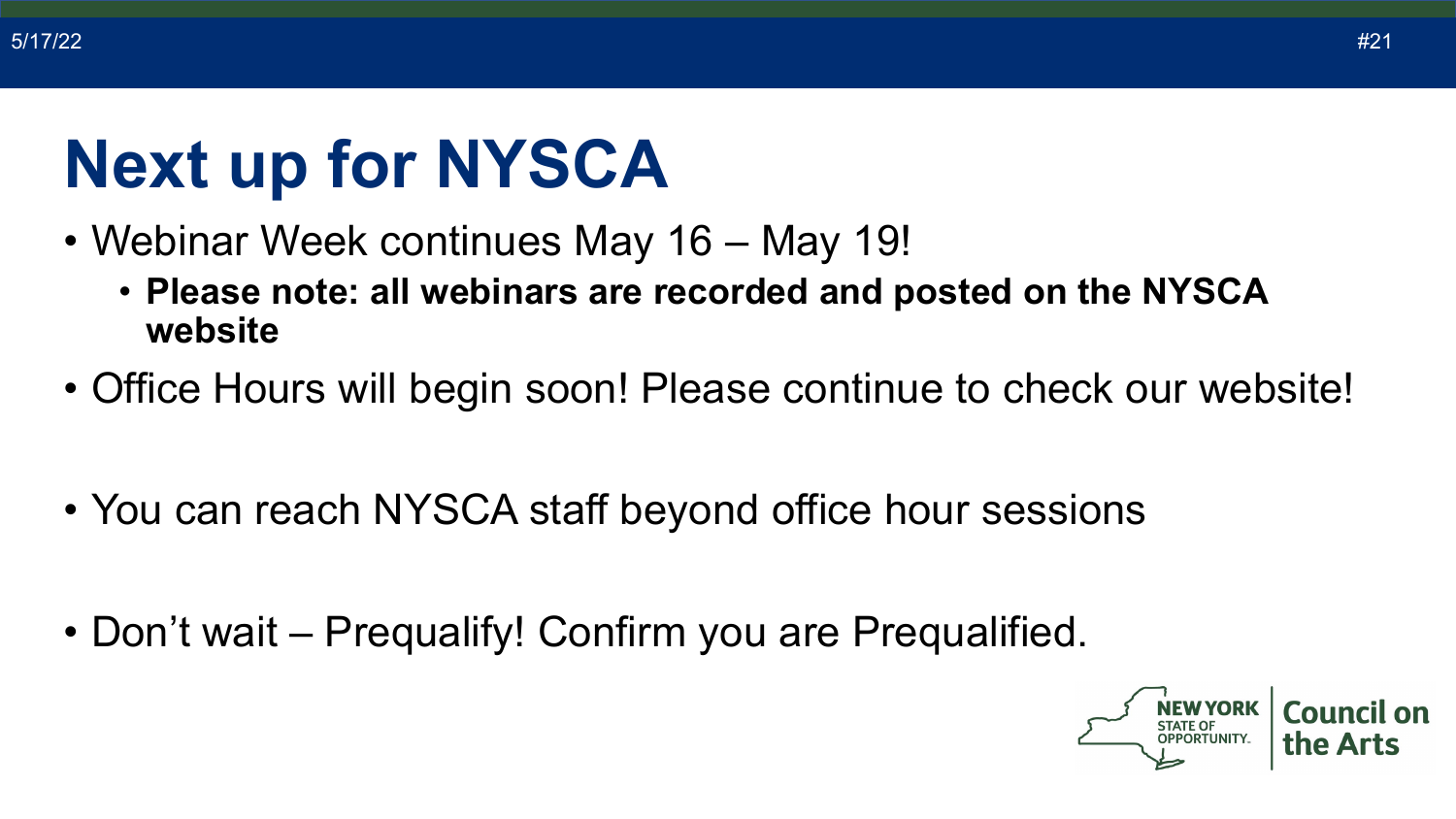# Next up for NYSCA

- Webinar Week continues May 16 – May 19!
  - **Please note: all webinars are recorded and posted on the NYSCA website**
- Office Hours will begin soon! Please continue to check our website!
- You can reach NYSCA staff beyond office hour sessions
- Don't wait – Prequalify! Confirm you are Prequalified.

NEW YORK STATE OF OPPORTUNITY. | Council on the Arts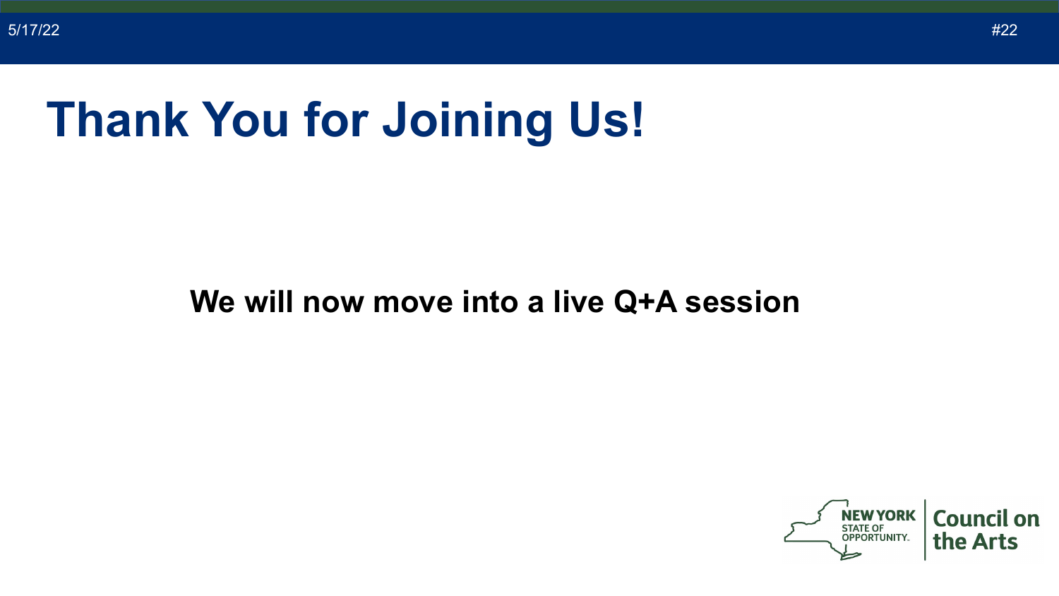# Thank You for Joining Us!

**We will now move into a live Q+A session**